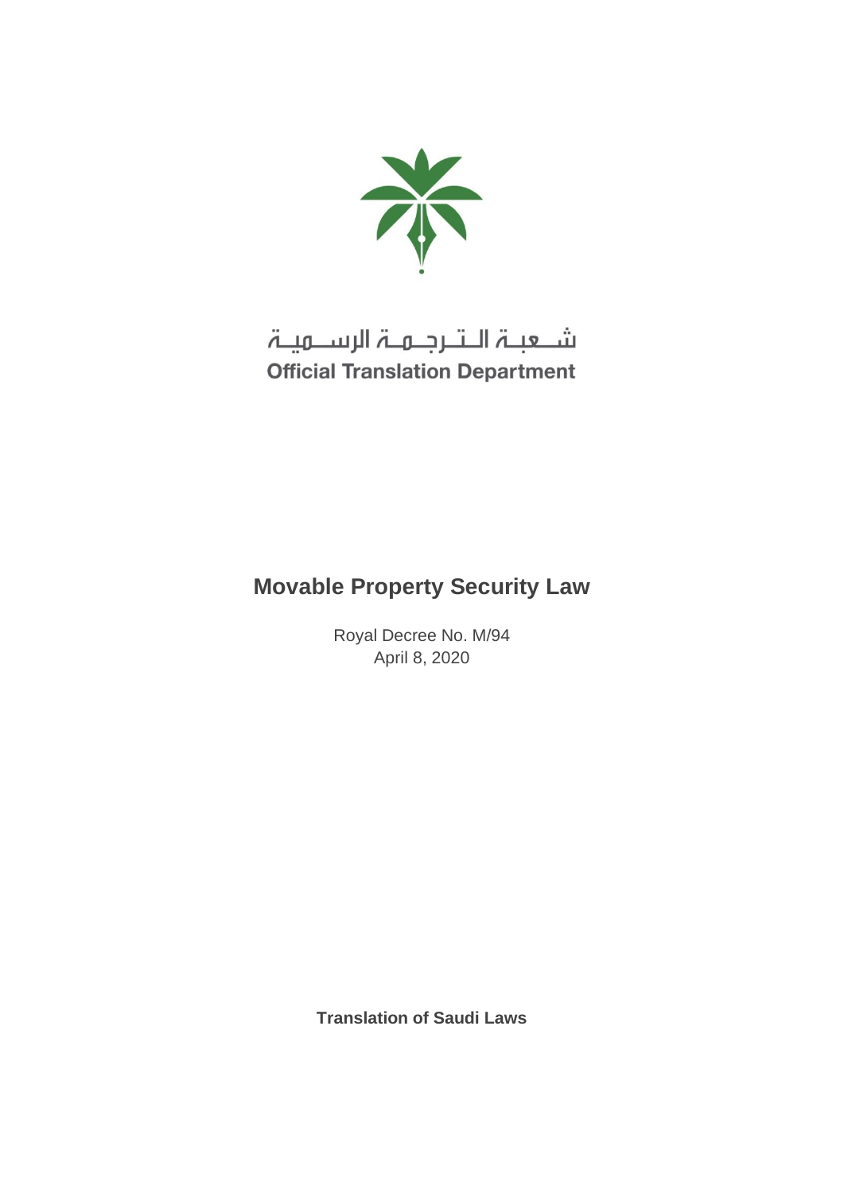شعبة الترجمة الرسمية

**Official Translation Department**

# Movable Property Security Law

Royal Decree No. M/94
April 8, 2020

**Translation of Saudi Laws**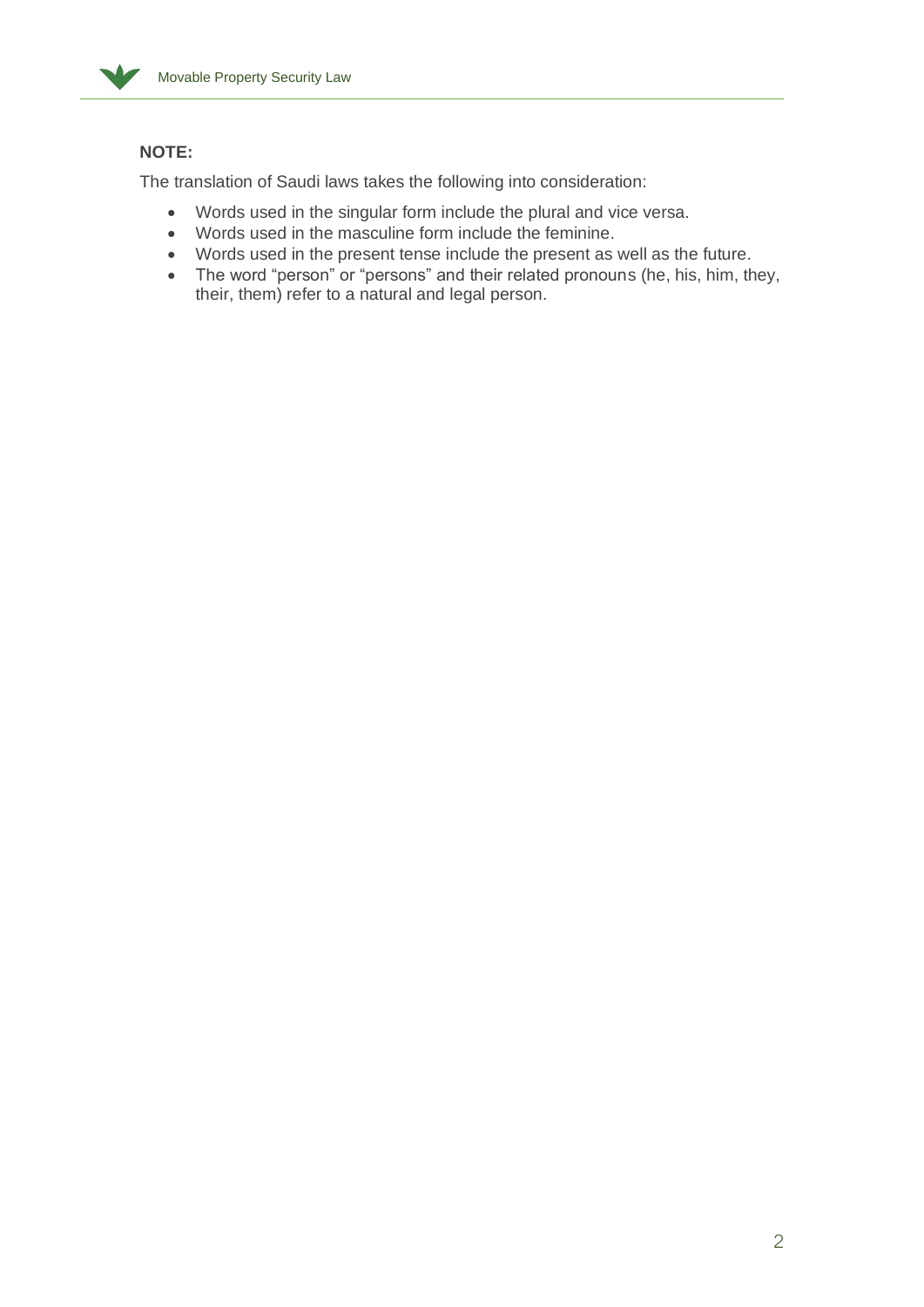**NOTE:**

The translation of Saudi laws takes the following into consideration:

- Words used in the singular form include the plural and vice versa.
- Words used in the masculine form include the feminine.
- Words used in the present tense include the present as well as the future.
- The word "person" or "persons" and their related pronouns (he, his, him, they, their, them) refer to a natural and legal person.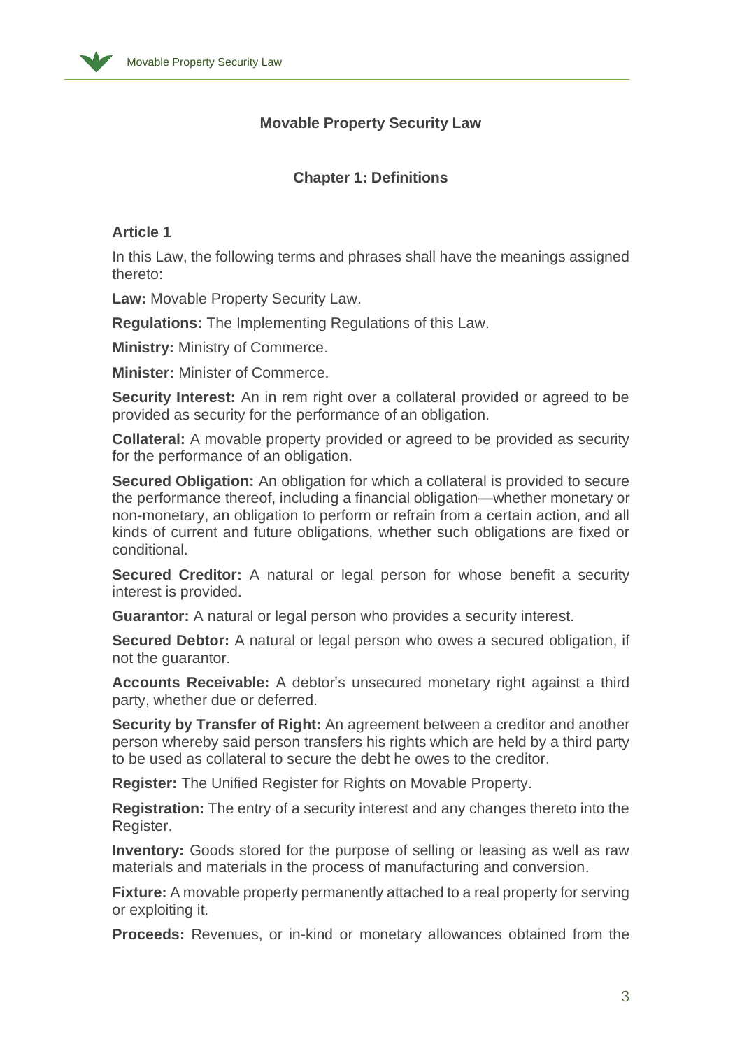# Movable Property Security Law

## Chapter 1: Definitions

### Article 1

In this Law, the following terms and phrases shall have the meanings assigned thereto:

**Law:** Movable Property Security Law.

**Regulations:** The Implementing Regulations of this Law.

**Ministry:** Ministry of Commerce.

**Minister:** Minister of Commerce.

**Security Interest:** An in rem right over a collateral provided or agreed to be provided as security for the performance of an obligation.

**Collateral:** A movable property provided or agreed to be provided as security for the performance of an obligation.

**Secured Obligation:** An obligation for which a collateral is provided to secure the performance thereof, including a financial obligation—whether monetary or non-monetary, an obligation to perform or refrain from a certain action, and all kinds of current and future obligations, whether such obligations are fixed or conditional.

**Secured Creditor:** A natural or legal person for whose benefit a security interest is provided.

**Guarantor:** A natural or legal person who provides a security interest.

**Secured Debtor:** A natural or legal person who owes a secured obligation, if not the guarantor.

**Accounts Receivable:** A debtor's unsecured monetary right against a third party, whether due or deferred.

**Security by Transfer of Right:** An agreement between a creditor and another person whereby said person transfers his rights which are held by a third party to be used as collateral to secure the debt he owes to the creditor.

**Register:** The Unified Register for Rights on Movable Property.

**Registration:** The entry of a security interest and any changes thereto into the Register.

**Inventory:** Goods stored for the purpose of selling or leasing as well as raw materials and materials in the process of manufacturing and conversion.

**Fixture:** A movable property permanently attached to a real property for serving or exploiting it.

**Proceeds:** Revenues, or in-kind or monetary allowances obtained from the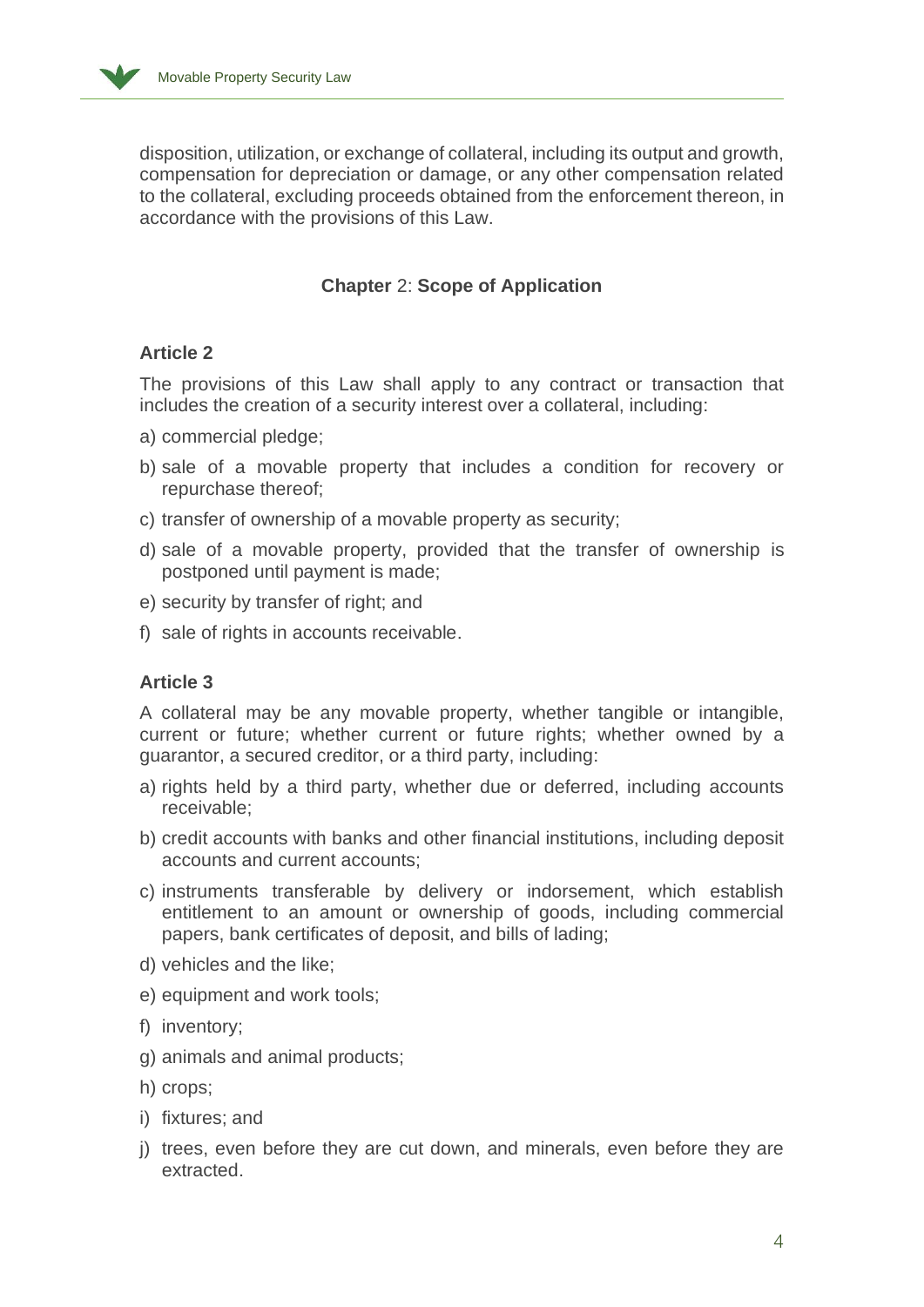disposition, utilization, or exchange of collateral, including its output and growth, compensation for depreciation or damage, or any other compensation related to the collateral, excluding proceeds obtained from the enforcement thereon, in accordance with the provisions of this Law.

## Chapter 2: Scope of Application

### Article 2

The provisions of this Law shall apply to any contract or transaction that includes the creation of a security interest over a collateral, including:

a) commercial pledge;

b) sale of a movable property that includes a condition for recovery or repurchase thereof;

c) transfer of ownership of a movable property as security;

d) sale of a movable property, provided that the transfer of ownership is postponed until payment is made;

e) security by transfer of right; and

f) sale of rights in accounts receivable.

### Article 3

A collateral may be any movable property, whether tangible or intangible, current or future; whether current or future rights; whether owned by a guarantor, a secured creditor, or a third party, including:

a) rights held by a third party, whether due or deferred, including accounts receivable;

b) credit accounts with banks and other financial institutions, including deposit accounts and current accounts;

c) instruments transferable by delivery or indorsement, which establish entitlement to an amount or ownership of goods, including commercial papers, bank certificates of deposit, and bills of lading;

d) vehicles and the like;

e) equipment and work tools;

f) inventory;

g) animals and animal products;

h) crops;

i) fixtures; and

j) trees, even before they are cut down, and minerals, even before they are extracted.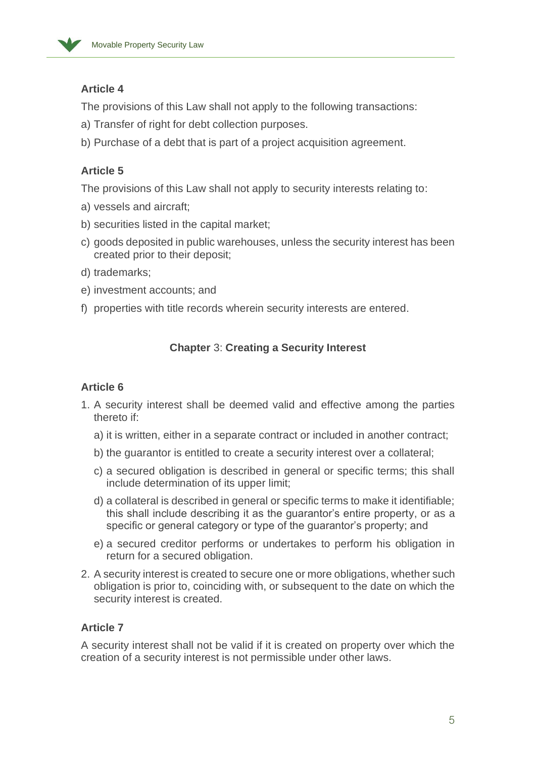### Article 4

The provisions of this Law shall not apply to the following transactions:

a) Transfer of right for debt collection purposes.

b) Purchase of a debt that is part of a project acquisition agreement.

### Article 5

The provisions of this Law shall not apply to security interests relating to:

a) vessels and aircraft;

b) securities listed in the capital market;

c) goods deposited in public warehouses, unless the security interest has been created prior to their deposit;

d) trademarks;

e) investment accounts; and

f) properties with title records wherein security interests are entered.

## Chapter 3: Creating a Security Interest

### Article 6

1. A security interest shall be deemed valid and effective among the parties thereto if:

   a) it is written, either in a separate contract or included in another contract;

   b) the guarantor is entitled to create a security interest over a collateral;

   c) a secured obligation is described in general or specific terms; this shall include determination of its upper limit;

   d) a collateral is described in general or specific terms to make it identifiable; this shall include describing it as the guarantor's entire property, or as a specific or general category or type of the guarantor's property; and

   e) a secured creditor performs or undertakes to perform his obligation in return for a secured obligation.

2. A security interest is created to secure one or more obligations, whether such obligation is prior to, coinciding with, or subsequent to the date on which the security interest is created.

### Article 7

A security interest shall not be valid if it is created on property over which the creation of a security interest is not permissible under other laws.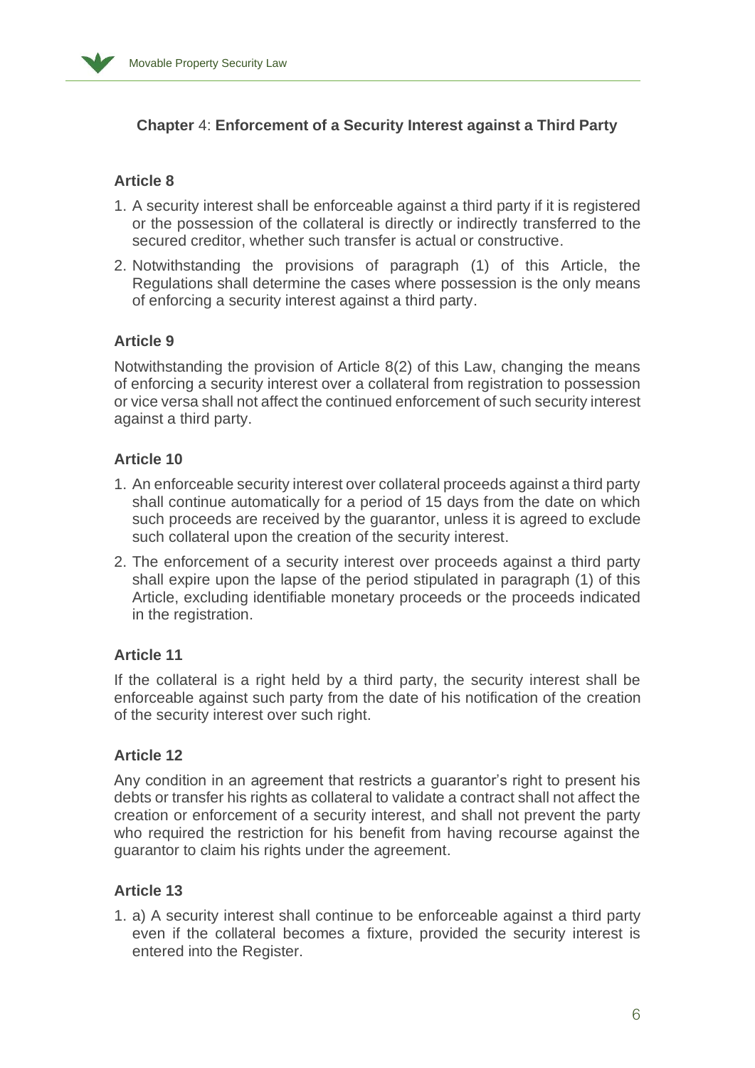## Chapter 4: Enforcement of a Security Interest against a Third Party

### Article 8

1. A security interest shall be enforceable against a third party if it is registered or the possession of the collateral is directly or indirectly transferred to the secured creditor, whether such transfer is actual or constructive.
2. Notwithstanding the provisions of paragraph (1) of this Article, the Regulations shall determine the cases where possession is the only means of enforcing a security interest against a third party.

### Article 9

Notwithstanding the provision of Article 8(2) of this Law, changing the means of enforcing a security interest over a collateral from registration to possession or vice versa shall not affect the continued enforcement of such security interest against a third party.

### Article 10

1. An enforceable security interest over collateral proceeds against a third party shall continue automatically for a period of 15 days from the date on which such proceeds are received by the guarantor, unless it is agreed to exclude such collateral upon the creation of the security interest.
2. The enforcement of a security interest over proceeds against a third party shall expire upon the lapse of the period stipulated in paragraph (1) of this Article, excluding identifiable monetary proceeds or the proceeds indicated in the registration.

### Article 11

If the collateral is a right held by a third party, the security interest shall be enforceable against such party from the date of his notification of the creation of the security interest over such right.

### Article 12

Any condition in an agreement that restricts a guarantor's right to present his debts or transfer his rights as collateral to validate a contract shall not affect the creation or enforcement of a security interest, and shall not prevent the party who required the restriction for his benefit from having recourse against the guarantor to claim his rights under the agreement.

### Article 13

1. a) A security interest shall continue to be enforceable against a third party even if the collateral becomes a fixture, provided the security interest is entered into the Register.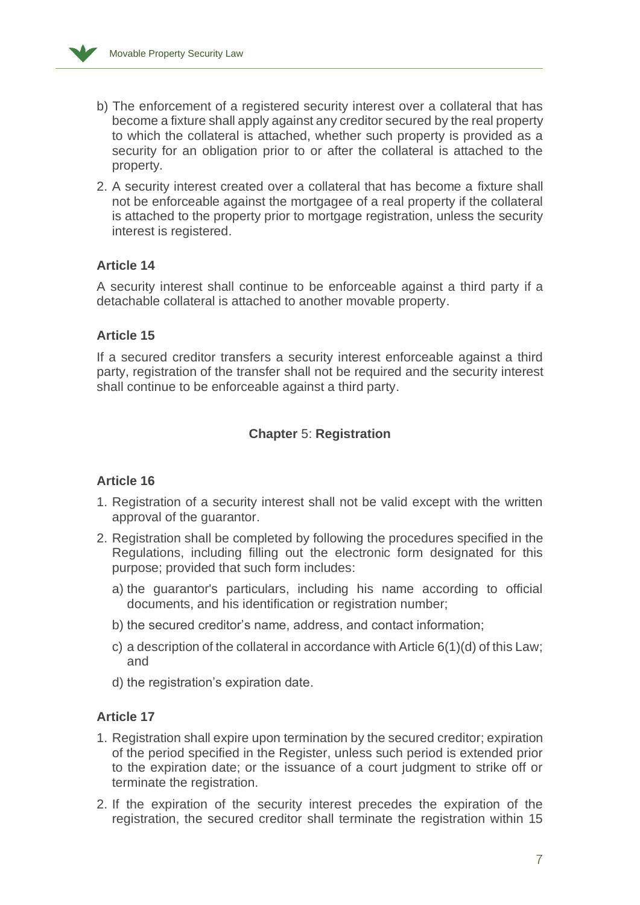b) The enforcement of a registered security interest over a collateral that has become a fixture shall apply against any creditor secured by the real property to which the collateral is attached, whether such property is provided as a security for an obligation prior to or after the collateral is attached to the property.

2. A security interest created over a collateral that has become a fixture shall not be enforceable against the mortgagee of a real property if the collateral is attached to the property prior to mortgage registration, unless the security interest is registered.

### Article 14

A security interest shall continue to be enforceable against a third party if a detachable collateral is attached to another movable property.

### Article 15

If a secured creditor transfers a security interest enforceable against a third party, registration of the transfer shall not be required and the security interest shall continue to be enforceable against a third party.

## Chapter 5: Registration

### Article 16

1. Registration of a security interest shall not be valid except with the written approval of the guarantor.
2. Registration shall be completed by following the procedures specified in the Regulations, including filling out the electronic form designated for this purpose; provided that such form includes:
   a) the guarantor's particulars, including his name according to official documents, and his identification or registration number;
   b) the secured creditor's name, address, and contact information;
   c) a description of the collateral in accordance with Article 6(1)(d) of this Law; and
   d) the registration's expiration date.

### Article 17

1. Registration shall expire upon termination by the secured creditor; expiration of the period specified in the Register, unless such period is extended prior to the expiration date; or the issuance of a court judgment to strike off or terminate the registration.
2. If the expiration of the security interest precedes the expiration of the registration, the secured creditor shall terminate the registration within 15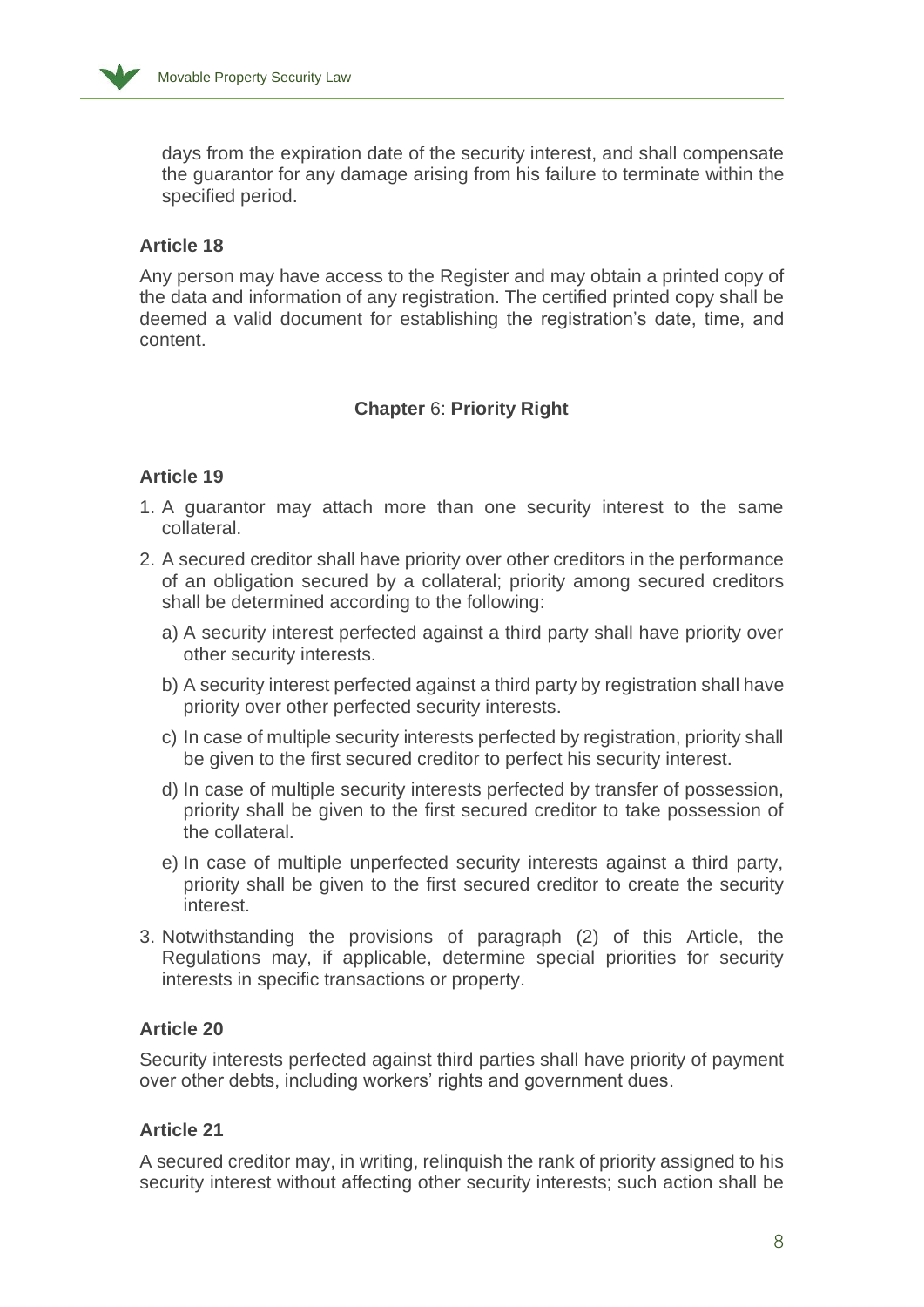days from the expiration date of the security interest, and shall compensate the guarantor for any damage arising from his failure to terminate within the specified period.

### Article 18

Any person may have access to the Register and may obtain a printed copy of the data and information of any registration. The certified printed copy shall be deemed a valid document for establishing the registration's date, time, and content.

## Chapter 6: Priority Right

### Article 19

1. A guarantor may attach more than one security interest to the same collateral.
2. A secured creditor shall have priority over other creditors in the performance of an obligation secured by a collateral; priority among secured creditors shall be determined according to the following:
   a) A security interest perfected against a third party shall have priority over other security interests.
   b) A security interest perfected against a third party by registration shall have priority over other perfected security interests.
   c) In case of multiple security interests perfected by registration, priority shall be given to the first secured creditor to perfect his security interest.
   d) In case of multiple security interests perfected by transfer of possession, priority shall be given to the first secured creditor to take possession of the collateral.
   e) In case of multiple unperfected security interests against a third party, priority shall be given to the first secured creditor to create the security interest.
3. Notwithstanding the provisions of paragraph (2) of this Article, the Regulations may, if applicable, determine special priorities for security interests in specific transactions or property.

### Article 20

Security interests perfected against third parties shall have priority of payment over other debts, including workers' rights and government dues.

### Article 21

A secured creditor may, in writing, relinquish the rank of priority assigned to his security interest without affecting other security interests; such action shall be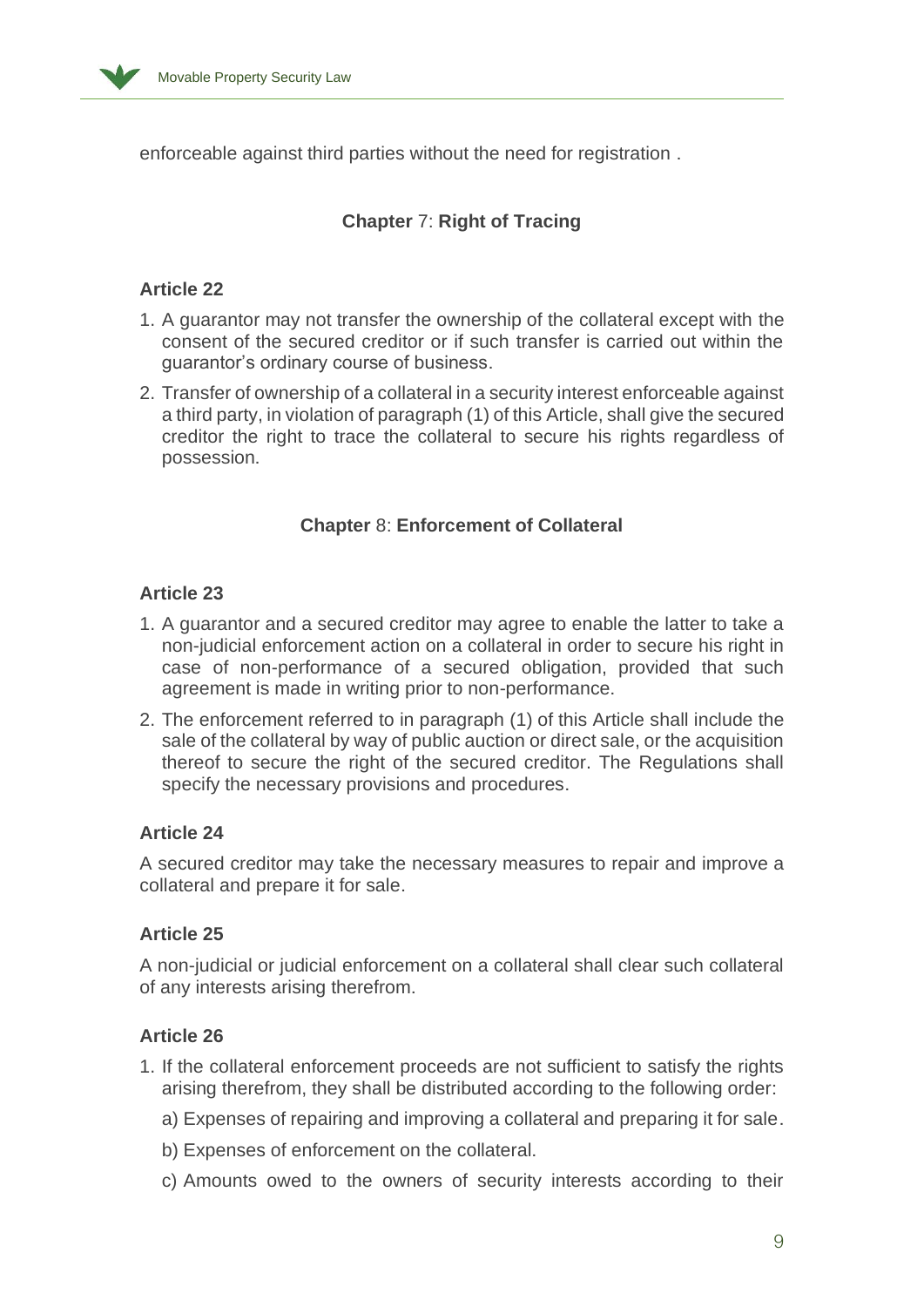enforceable against third parties without the need for registration .

## Chapter 7: Right of Tracing

### Article 22

1. A guarantor may not transfer the ownership of the collateral except with the consent of the secured creditor or if such transfer is carried out within the guarantor's ordinary course of business.
2. Transfer of ownership of a collateral in a security interest enforceable against a third party, in violation of paragraph (1) of this Article, shall give the secured creditor the right to trace the collateral to secure his rights regardless of possession.

## Chapter 8: Enforcement of Collateral

### Article 23

1. A guarantor and a secured creditor may agree to enable the latter to take a non-judicial enforcement action on a collateral in order to secure his right in case of non-performance of a secured obligation, provided that such agreement is made in writing prior to non-performance.
2. The enforcement referred to in paragraph (1) of this Article shall include the sale of the collateral by way of public auction or direct sale, or the acquisition thereof to secure the right of the secured creditor. The Regulations shall specify the necessary provisions and procedures.

### Article 24

A secured creditor may take the necessary measures to repair and improve a collateral and prepare it for sale.

### Article 25

A non-judicial or judicial enforcement on a collateral shall clear such collateral of any interests arising therefrom.

### Article 26

1. If the collateral enforcement proceeds are not sufficient to satisfy the rights arising therefrom, they shall be distributed according to the following order:

   a) Expenses of repairing and improving a collateral and preparing it for sale.

   b) Expenses of enforcement on the collateral.

   c) Amounts owed to the owners of security interests according to their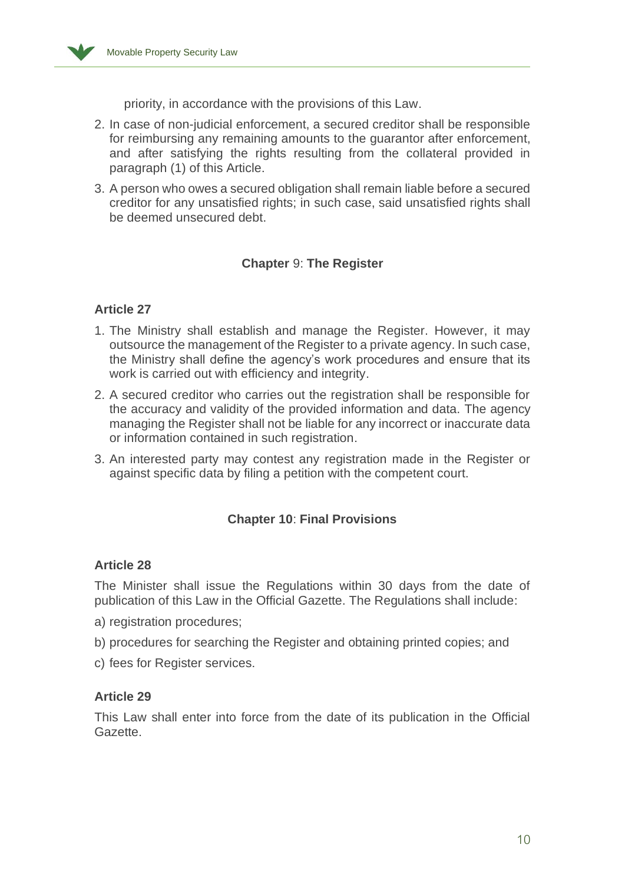priority, in accordance with the provisions of this Law.

2. In case of non-judicial enforcement, a secured creditor shall be responsible for reimbursing any remaining amounts to the guarantor after enforcement, and after satisfying the rights resulting from the collateral provided in paragraph (1) of this Article.
3. A person who owes a secured obligation shall remain liable before a secured creditor for any unsatisfied rights; in such case, said unsatisfied rights shall be deemed unsecured debt.

## Chapter 9: The Register

### Article 27

1. The Ministry shall establish and manage the Register. However, it may outsource the management of the Register to a private agency. In such case, the Ministry shall define the agency's work procedures and ensure that its work is carried out with efficiency and integrity.
2. A secured creditor who carries out the registration shall be responsible for the accuracy and validity of the provided information and data. The agency managing the Register shall not be liable for any incorrect or inaccurate data or information contained in such registration.
3. An interested party may contest any registration made in the Register or against specific data by filing a petition with the competent court.

## Chapter 10: Final Provisions

### Article 28

The Minister shall issue the Regulations within 30 days from the date of publication of this Law in the Official Gazette. The Regulations shall include:

a) registration procedures;

b) procedures for searching the Register and obtaining printed copies; and

c) fees for Register services.

### Article 29

This Law shall enter into force from the date of its publication in the Official Gazette.